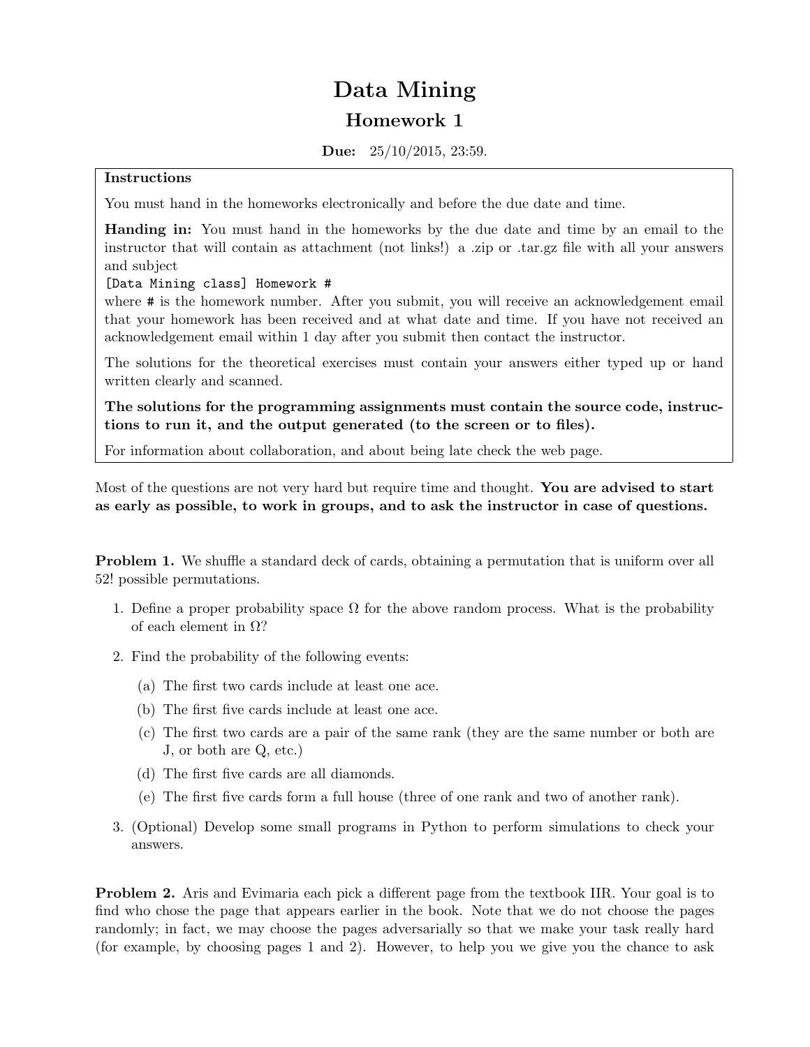# Data Mining

## Homework 1

**Due:** 25/10/2015, 23:59.

**Instructions**

You must hand in the homeworks electronically and before the due date and time.

**Handing in:** You must hand in the homeworks by the due date and time by an email to the instructor that will contain as attachment (not links!) a .zip or .tar.gz file with all your answers and subject

`[Data Mining class] Homework #`

where # is the homework number. After you submit, you will receive an acknowledgement email that your homework has been received and at what date and time. If you have not received an acknowledgement email within 1 day after you submit then contact the instructor.

The solutions for the theoretical exercises must contain your answers either typed up or hand written clearly and scanned.

**The solutions for the programming assignments must contain the source code, instructions to run it, and the output generated (to the screen or to files).**

For information about collaboration, and about being late check the web page.

Most of the questions are not very hard but require time and thought. **You are advised to start as early as possible, to work in groups, and to ask the instructor in case of questions.**

**Problem 1.** We shuffle a standard deck of cards, obtaining a permutation that is uniform over all 52! possible permutations.

1. Define a proper probability space $\Omega$ for the above random process. What is the probability of each element in $\Omega$?
2. Find the probability of the following events:
   (a) The first two cards include at least one ace.
   (b) The first five cards include at least one ace.
   (c) The first two cards are a pair of the same rank (they are the same number or both are J, or both are Q, etc.)
   (d) The first five cards are all diamonds.
   (e) The first five cards form a full house (three of one rank and two of another rank).
3. (Optional) Develop some small programs in Python to perform simulations to check your answers.

**Problem 2.** Aris and Evimaria each pick a different page from the textbook IIR. Your goal is to find who chose the page that appears earlier in the book. Note that we do not choose the pages randomly; in fact, we may choose the pages adversarially so that we make your task really hard (for example, by choosing pages 1 and 2). However, to help you we give you the chance to ask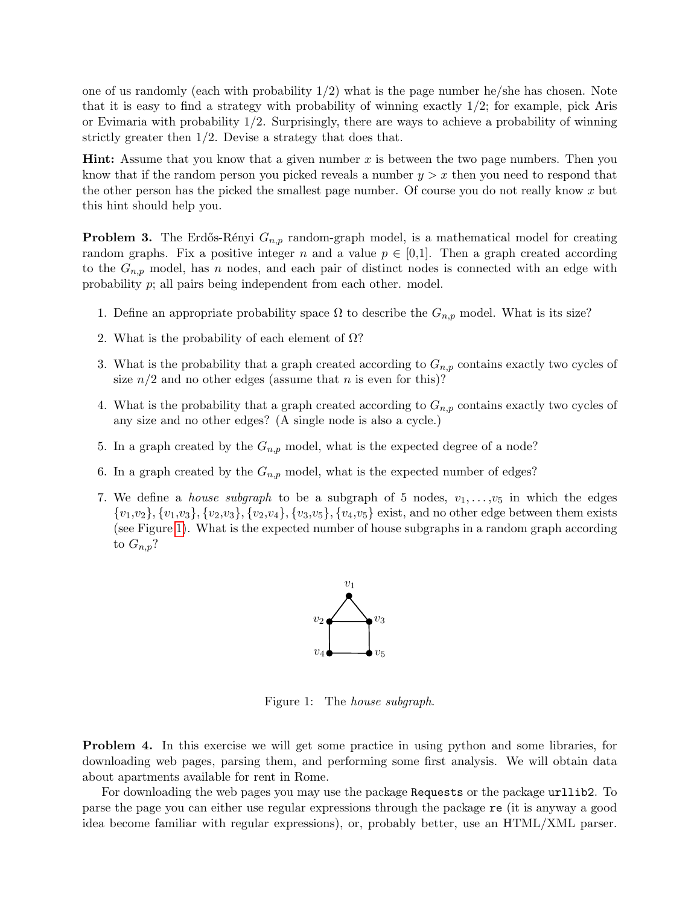one of us randomly (each with probability 1/2) what is the page number he/she has chosen. Note that it is easy to find a strategy with probability of winning exactly 1/2; for example, pick Aris or Evimaria with probability 1/2. Surprisingly, there are ways to achieve a probability of winning strictly greater then 1/2. Devise a strategy that does that.

**Hint:** Assume that you know that a given number $x$ is between the two page numbers. Then you know that if the random person you picked reveals a number $y > x$ then you need to respond that the other person has the picked the smallest page number. Of course you do not really know $x$ but this hint should help you.

**Problem 3.** The Erdős-Rényi $G_{n,p}$ random-graph model, is a mathematical model for creating random graphs. Fix a positive integer $n$ and a value $p \in [0,1]$. Then a graph created according to the $G_{n,p}$ model, has $n$ nodes, and each pair of distinct nodes is connected with an edge with probability $p$; all pairs being independent from each other. model.

1. Define an appropriate probability space $\Omega$ to describe the $G_{n,p}$ model. What is its size?

2. What is the probability of each element of $\Omega$?

3. What is the probability that a graph created according to $G_{n,p}$ contains exactly two cycles of size $n/2$ and no other edges (assume that $n$ is even for this)?

4. What is the probability that a graph created according to $G_{n,p}$ contains exactly two cycles of any size and no other edges? (A single node is also a cycle.)

5. In a graph created by the $G_{n,p}$ model, what is the expected degree of a node?

6. In a graph created by the $G_{n,p}$ model, what is the expected number of edges?

7. We define a *house subgraph* to be a subgraph of 5 nodes, $v_1, \ldots, v_5$ in which the edges $\{v_1,v_2\}, \{v_1,v_3\}, \{v_2,v_3\}, \{v_2,v_4\}, \{v_3,v_5\}, \{v_4,v_5\}$ exist, and no other edge between them exists (see Figure 1). What is the expected number of house subgraphs in a random graph according to $G_{n,p}$?

Figure 1: The *house subgraph*.

**Problem 4.** In this exercise we will get some practice in using python and some libraries, for downloading web pages, parsing them, and performing some first analysis. We will obtain data about apartments available for rent in Rome.

For downloading the web pages you may use the package `Requests` or the package `urllib2`. To parse the page you can either use regular expressions through the package `re` (it is anyway a good idea become familiar with regular expressions), or, probably better, use an HTML/XML parser.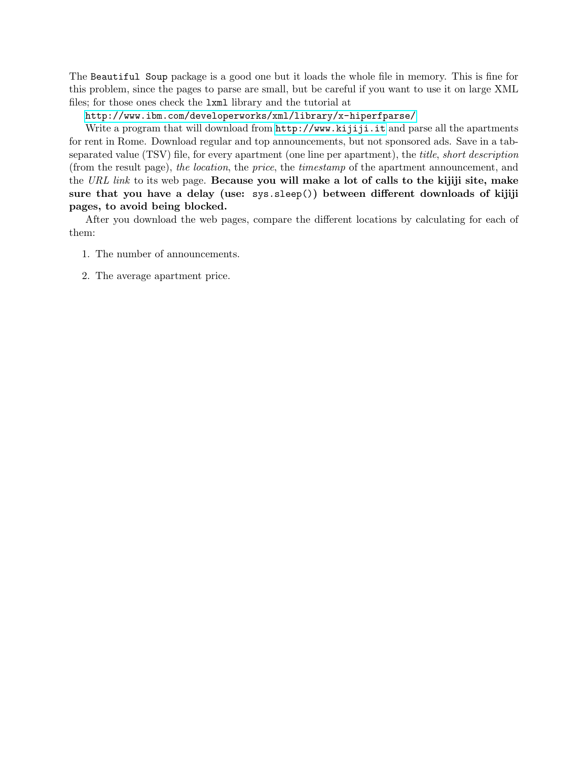The `Beautiful Soup` package is a good one but it loads the whole file in memory. This is fine for this problem, since the pages to parse are small, but be careful if you want to use it on large XML files; for those ones check the `lxml` library and the tutorial at

`http://www.ibm.com/developerworks/xml/library/x-hiperfparse/`

Write a program that will download from `http://www.kijiji.it` and parse all the apartments for rent in Rome. Download regular and top announcements, but not sponsored ads. Save in a tab-separated value (TSV) file, for every apartment (one line per apartment), the *title*, *short description* (from the result page), *the location*, the *price*, the *timestamp* of the apartment announcement, and the *URL link* to its web page. **Because you will make a lot of calls to the kijiji site, make sure that you have a delay (use: `sys.sleep()`) between different downloads of kijiji pages, to avoid being blocked.**

After you download the web pages, compare the different locations by calculating for each of them:

1. The number of announcements.
2. The average apartment price.